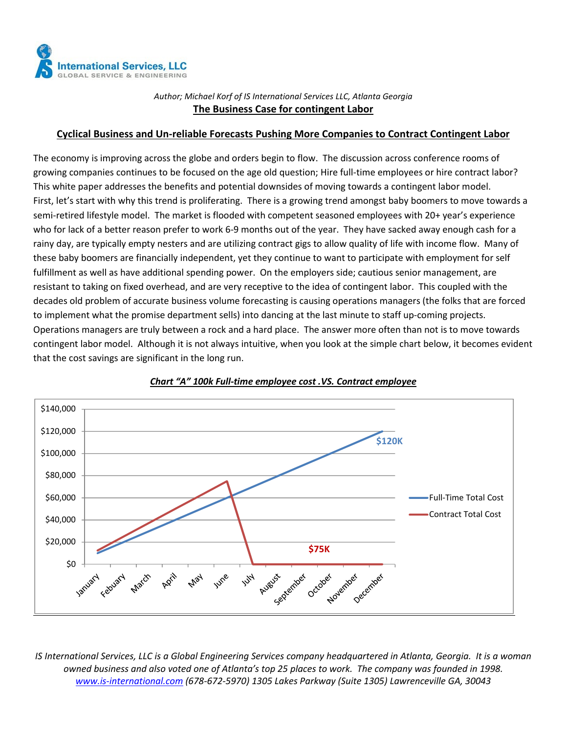International Services, LLC
GLOBAL SERVICE & ENGINEERING

*Author; Michael Korf of IS International Services LLC, Atlanta Georgia*

# The Business Case for contingent Labor

## Cyclical Business and Un-reliable Forecasts Pushing More Companies to Contract Contingent Labor

The economy is improving across the globe and orders begin to flow. The discussion across conference rooms of growing companies continues to be focused on the age old question; Hire full-time employees or hire contract labor? This white paper addresses the benefits and potential downsides of moving towards a contingent labor model. First, let's start with why this trend is proliferating. There is a growing trend amongst baby boomers to move towards a semi-retired lifestyle model. The market is flooded with competent seasoned employees with 20+ year's experience who for lack of a better reason prefer to work 6-9 months out of the year. They have sacked away enough cash for a rainy day, are typically empty nesters and are utilizing contract gigs to allow quality of life with income flow. Many of these baby boomers are financially independent, yet they continue to want to participate with employment for self fulfillment as well as have additional spending power. On the employers side; cautious senior management, are resistant to taking on fixed overhead, and are very receptive to the idea of contingent labor. This coupled with the decades old problem of accurate business volume forecasting is causing operations managers (the folks that are forced to implement what the promise department sells) into dancing at the last minute to staff up-coming projects. Operations managers are truly between a rock and a hard place. The answer more often than not is to move towards contingent labor model. Although it is not always intuitive, when you look at the simple chart below, it becomes evident that the cost savings are significant in the long run.

***Chart "A" 100k Full-time employee cost .VS. Contract employee***

| Month | Full-Time Total Cost | Contract Total Cost |
|---|---|---|
| Y-axis | $0 – $140,000 | |
| Months shown | January, Febuary, March, April, May, June, July, August, September, October, November, December | |
| Labels | $120K | $75K |

*IS International Services, LLC is a Global Engineering Services company headquartered in Atlanta, Georgia. It is a woman owned business and also voted one of Atlanta's top 25 places to work. The company was founded in 1998.* *www.is-international.com (678-672-5970) 1305 Lakes Parkway (Suite 1305) Lawrenceville GA, 30043*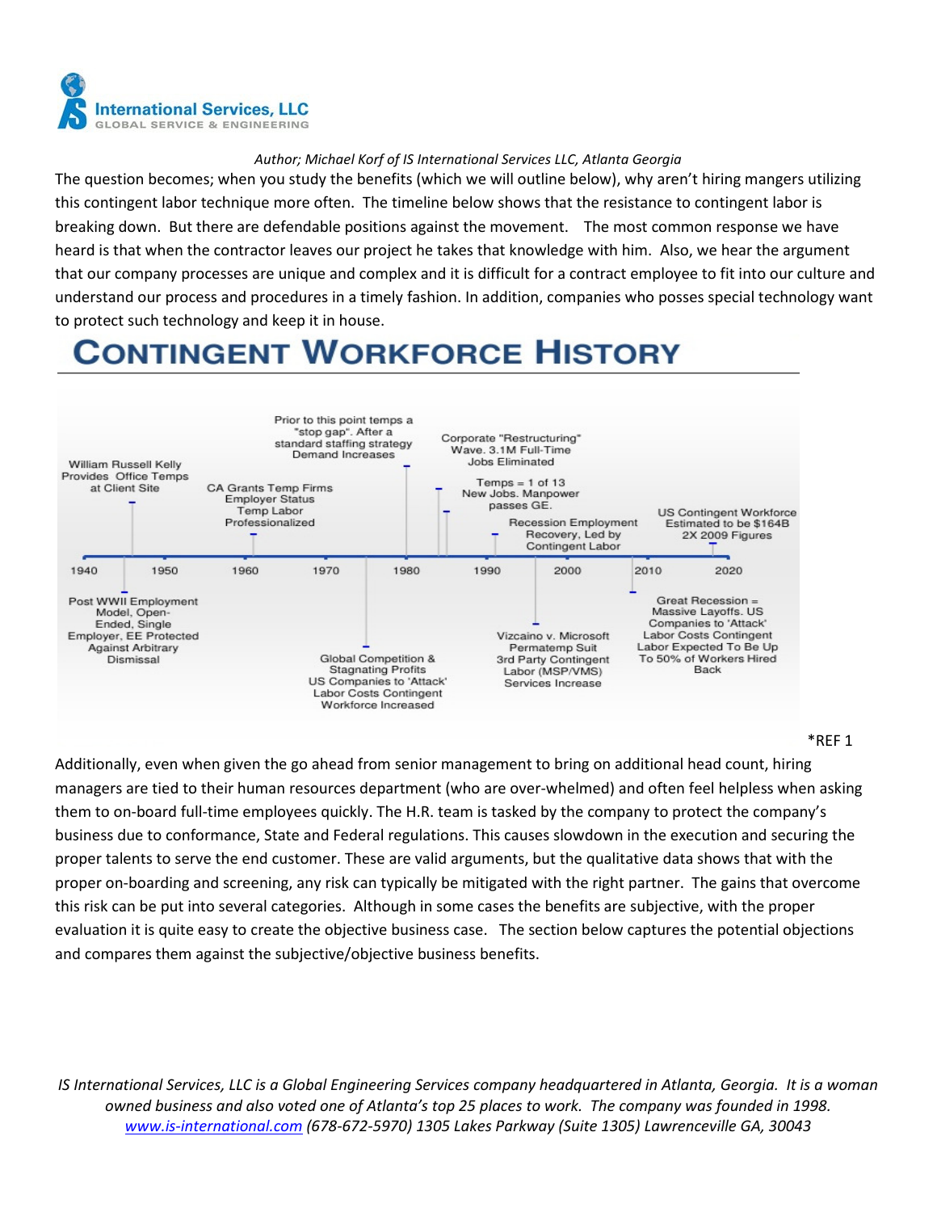*Author; Michael Korf of IS International Services LLC, Atlanta Georgia*

The question becomes; when you study the benefits (which we will outline below), why aren't hiring mangers utilizing this contingent labor technique more often. The timeline below shows that the resistance to contingent labor is breaking down. But there are defendable positions against the movement. The most common response we have heard is that when the contractor leaves our project he takes that knowledge with him. Also, we hear the argument that our company processes are unique and complex and it is difficult for a contract employee to fit into our culture and understand our process and procedures in a timely fashion. In addition, companies who posses special technology want to protect such technology and keep it in house.

# CONTINGENT WORKFORCE HISTORY

- 1940s: Post WWII Employment Model, Open-Ended, Single Employer, EE Protected Against Arbitrary Dismissal
- William Russell Kelly Provides Office Temps at Client Site
- CA Grants Temp Firms Employer Status Temp Labor Professionalized
- Global Competition & Stagnating Profits US Companies to 'Attack' Labor Costs Contingent Workforce Increased
- Prior to this point temps a "stop gap". After a standard staffing strategy Demand Increases
- Corporate "Restructuring" Wave. 3.1M Full-Time Jobs Eliminated
- Temps = 1 of 13 New Jobs. Manpower passes GE.
- Recession Employment Recovery, Led by Contingent Labor
- Vizcaino v. Microsoft Permatemp Suit 3rd Party Contingent Labor (MSP/VMS) Services Increase
- Great Recession = Massive Layoffs. US Companies to 'Attack' Labor Costs Contingent Labor Expected To Be Up To 50% of Workers Hired Back
- US Contingent Workforce Estimated to be $164B 2X 2009 Figures

Timeline: 1940 · 1950 · 1960 · 1970 · 1980 · 1990 · 2000 · 2010 · 2020

*REF 1

Additionally, even when given the go ahead from senior management to bring on additional head count, hiring managers are tied to their human resources department (who are over-whelmed) and often feel helpless when asking them to on-board full-time employees quickly. The H.R. team is tasked by the company to protect the company's business due to conformance, State and Federal regulations. This causes slowdown in the execution and securing the proper talents to serve the end customer. These are valid arguments, but the qualitative data shows that with the proper on-boarding and screening, any risk can typically be mitigated with the right partner. The gains that overcome this risk can be put into several categories. Although in some cases the benefits are subjective, with the proper evaluation it is quite easy to create the objective business case. The section below captures the potential objections and compares them against the subjective/objective business benefits.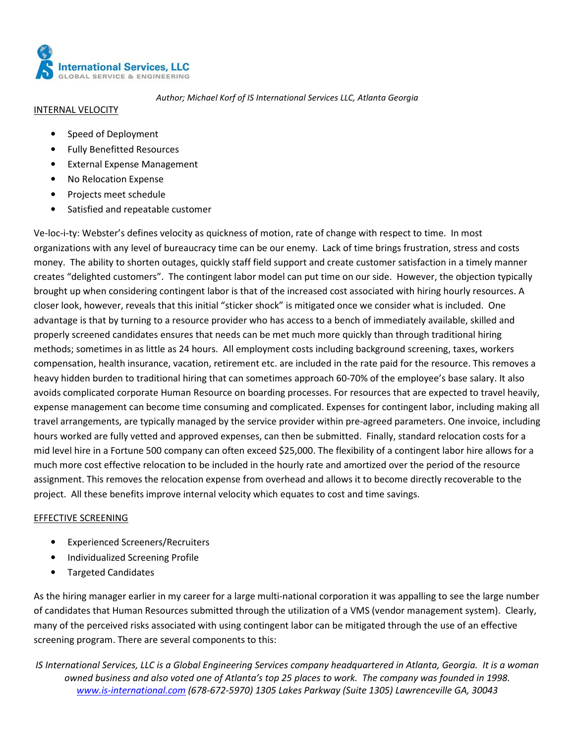*Author; Michael Korf of IS International Services LLC, Atlanta Georgia*

## INTERNAL VELOCITY

- Speed of Deployment
- Fully Benefitted Resources
- External Expense Management
- No Relocation Expense
- Projects meet schedule
- Satisfied and repeatable customer

Ve-loc-i-ty: Webster's defines velocity as quickness of motion, rate of change with respect to time. In most organizations with any level of bureaucracy time can be our enemy. Lack of time brings frustration, stress and costs money. The ability to shorten outages, quickly staff field support and create customer satisfaction in a timely manner creates "delighted customers". The contingent labor model can put time on our side. However, the objection typically brought up when considering contingent labor is that of the increased cost associated with hiring hourly resources. A closer look, however, reveals that this initial "sticker shock" is mitigated once we consider what is included. One advantage is that by turning to a resource provider who has access to a bench of immediately available, skilled and properly screened candidates ensures that needs can be met much more quickly than through traditional hiring methods; sometimes in as little as 24 hours. All employment costs including background screening, taxes, workers compensation, health insurance, vacation, retirement etc. are included in the rate paid for the resource. This removes a heavy hidden burden to traditional hiring that can sometimes approach 60-70% of the employee's base salary. It also avoids complicated corporate Human Resource on boarding processes. For resources that are expected to travel heavily, expense management can become time consuming and complicated. Expenses for contingent labor, including making all travel arrangements, are typically managed by the service provider within pre-agreed parameters. One invoice, including hours worked are fully vetted and approved expenses, can then be submitted. Finally, standard relocation costs for a mid level hire in a Fortune 500 company can often exceed $25,000. The flexibility of a contingent labor hire allows for a much more cost effective relocation to be included in the hourly rate and amortized over the period of the resource assignment. This removes the relocation expense from overhead and allows it to become directly recoverable to the project. All these benefits improve internal velocity which equates to cost and time savings.

## EFFECTIVE SCREENING

- Experienced Screeners/Recruiters
- Individualized Screening Profile
- Targeted Candidates

As the hiring manager earlier in my career for a large multi-national corporation it was appalling to see the large number of candidates that Human Resources submitted through the utilization of a VMS (vendor management system). Clearly, many of the perceived risks associated with using contingent labor can be mitigated through the use of an effective screening program. There are several components to this:

*IS International Services, LLC is a Global Engineering Services company headquartered in Atlanta, Georgia. It is a woman owned business and also voted one of Atlanta's top 25 places to work. The company was founded in 1998. [www.is-international.com](http://www.is-international.com) (678-672-5970) 1305 Lakes Parkway (Suite 1305) Lawrenceville GA, 30043*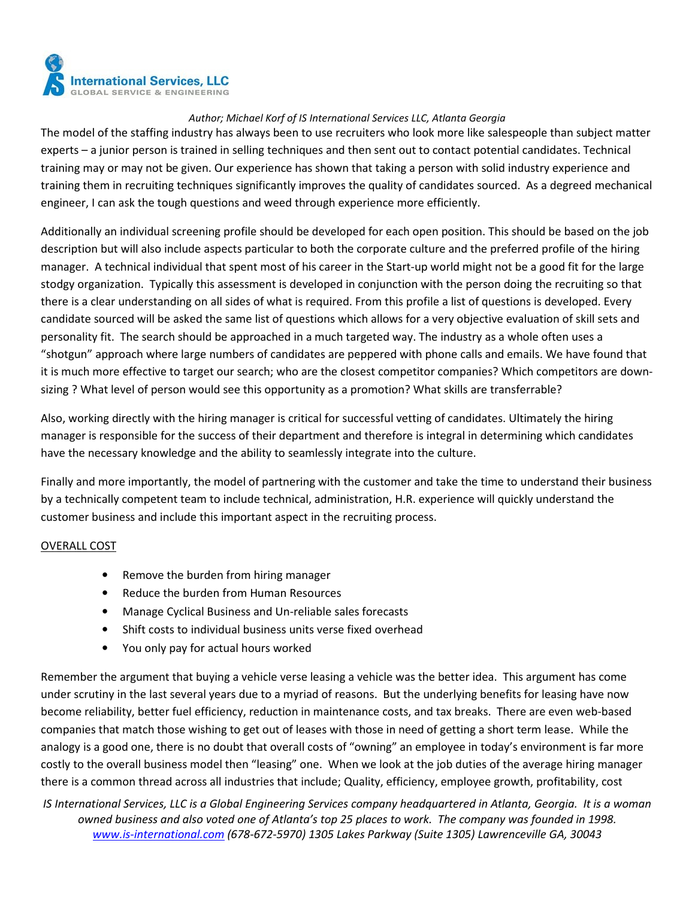*Author; Michael Korf of IS International Services LLC, Atlanta Georgia*

The model of the staffing industry has always been to use recruiters who look more like salespeople than subject matter experts – a junior person is trained in selling techniques and then sent out to contact potential candidates. Technical training may or may not be given. Our experience has shown that taking a person with solid industry experience and training them in recruiting techniques significantly improves the quality of candidates sourced. As a degreed mechanical engineer, I can ask the tough questions and weed through experience more efficiently.

Additionally an individual screening profile should be developed for each open position. This should be based on the job description but will also include aspects particular to both the corporate culture and the preferred profile of the hiring manager. A technical individual that spent most of his career in the Start-up world might not be a good fit for the large stodgy organization. Typically this assessment is developed in conjunction with the person doing the recruiting so that there is a clear understanding on all sides of what is required. From this profile a list of questions is developed. Every candidate sourced will be asked the same list of questions which allows for a very objective evaluation of skill sets and personality fit. The search should be approached in a much targeted way. The industry as a whole often uses a "shotgun" approach where large numbers of candidates are peppered with phone calls and emails. We have found that it is much more effective to target our search; who are the closest competitor companies? Which competitors are down-sizing ? What level of person would see this opportunity as a promotion? What skills are transferrable?

Also, working directly with the hiring manager is critical for successful vetting of candidates. Ultimately the hiring manager is responsible for the success of their department and therefore is integral in determining which candidates have the necessary knowledge and the ability to seamlessly integrate into the culture.

Finally and more importantly, the model of partnering with the customer and take the time to understand their business by a technically competent team to include technical, administration, H.R. experience will quickly understand the customer business and include this important aspect in the recruiting process.

OVERALL COST

- Remove the burden from hiring manager
- Reduce the burden from Human Resources
- Manage Cyclical Business and Un-reliable sales forecasts
- Shift costs to individual business units verse fixed overhead
- You only pay for actual hours worked

Remember the argument that buying a vehicle verse leasing a vehicle was the better idea. This argument has come under scrutiny in the last several years due to a myriad of reasons. But the underlying benefits for leasing have now become reliability, better fuel efficiency, reduction in maintenance costs, and tax breaks. There are even web-based companies that match those wishing to get out of leases with those in need of getting a short term lease. While the analogy is a good one, there is no doubt that overall costs of "owning" an employee in today's environment is far more costly to the overall business model then "leasing" one. When we look at the job duties of the average hiring manager there is a common thread across all industries that include; Quality, efficiency, employee growth, profitability, cost

*IS International Services, LLC is a Global Engineering Services company headquartered in Atlanta, Georgia. It is a woman owned business and also voted one of Atlanta's top 25 places to work. The company was founded in 1998. www.is-international.com (678-672-5970) 1305 Lakes Parkway (Suite 1305) Lawrenceville GA, 30043*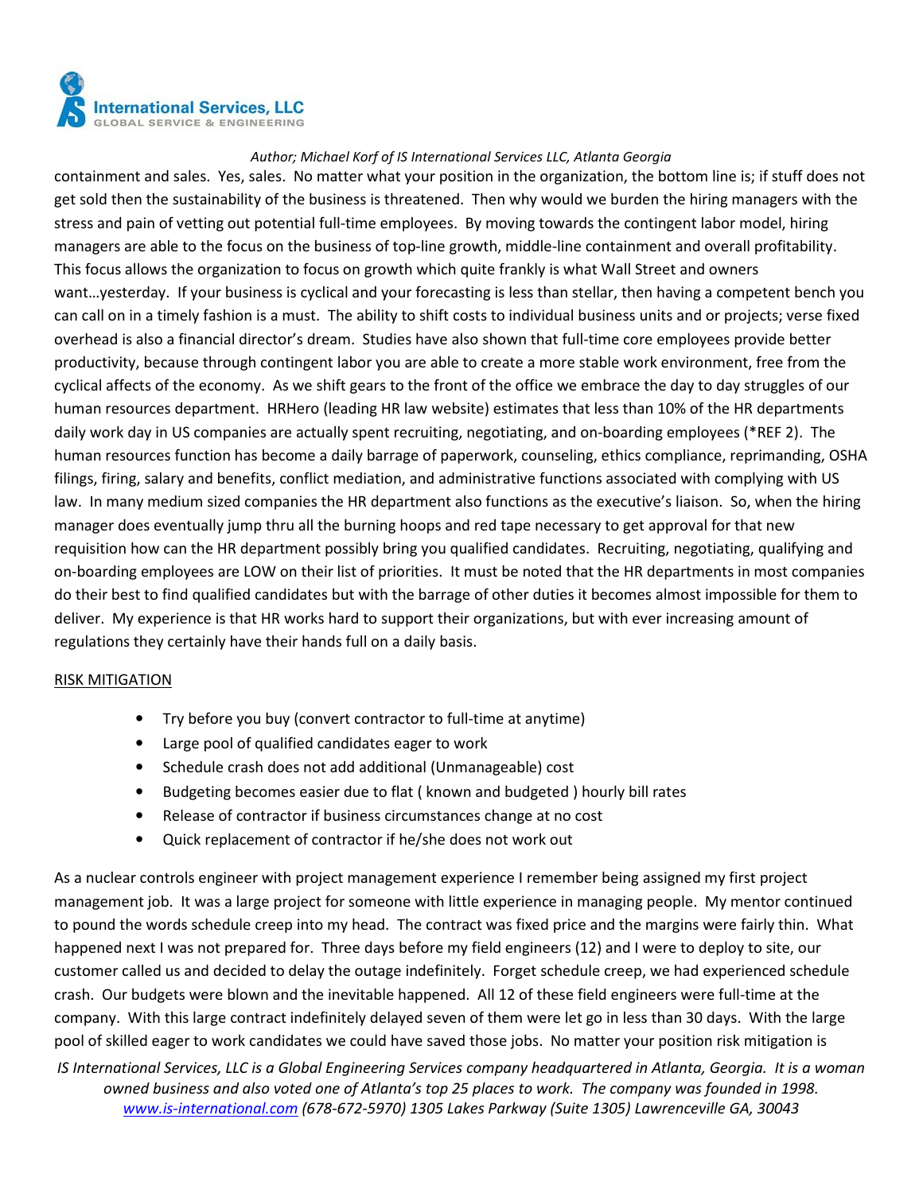containment and sales. Yes, sales. No matter what your position in the organization, the bottom line is; if stuff does not get sold then the sustainability of the business is threatened. Then why would we burden the hiring managers with the stress and pain of vetting out potential full-time employees. By moving towards the contingent labor model, hiring managers are able to the focus on the business of top-line growth, middle-line containment and overall profitability. This focus allows the organization to focus on growth which quite frankly is what Wall Street and owners want…yesterday. If your business is cyclical and your forecasting is less than stellar, then having a competent bench you can call on in a timely fashion is a must. The ability to shift costs to individual business units and or projects; verse fixed overhead is also a financial director's dream. Studies have also shown that full-time core employees provide better productivity, because through contingent labor you are able to create a more stable work environment, free from the cyclical affects of the economy. As we shift gears to the front of the office we embrace the day to day struggles of our human resources department. HRHero (leading HR law website) estimates that less than 10% of the HR departments daily work day in US companies are actually spent recruiting, negotiating, and on-boarding employees (*REF 2). The human resources function has become a daily barrage of paperwork, counseling, ethics compliance, reprimanding, OSHA filings, firing, salary and benefits, conflict mediation, and administrative functions associated with complying with US law. In many medium sized companies the HR department also functions as the executive's liaison. So, when the hiring manager does eventually jump thru all the burning hoops and red tape necessary to get approval for that new requisition how can the HR department possibly bring you qualified candidates. Recruiting, negotiating, qualifying and on-boarding employees are LOW on their list of priorities. It must be noted that the HR departments in most companies do their best to find qualified candidates but with the barrage of other duties it becomes almost impossible for them to deliver. My experience is that HR works hard to support their organizations, but with ever increasing amount of regulations they certainly have their hands full on a daily basis.

RISK MITIGATION

- Try before you buy (convert contractor to full-time at anytime)
- Large pool of qualified candidates eager to work
- Schedule crash does not add additional (Unmanageable) cost
- Budgeting becomes easier due to flat ( known and budgeted ) hourly bill rates
- Release of contractor if business circumstances change at no cost
- Quick replacement of contractor if he/she does not work out

As a nuclear controls engineer with project management experience I remember being assigned my first project management job. It was a large project for someone with little experience in managing people. My mentor continued to pound the words schedule creep into my head. The contract was fixed price and the margins were fairly thin. What happened next I was not prepared for. Three days before my field engineers (12) and I were to deploy to site, our customer called us and decided to delay the outage indefinitely. Forget schedule creep, we had experienced schedule crash. Our budgets were blown and the inevitable happened. All 12 of these field engineers were full-time at the company. With this large contract indefinitely delayed seven of them were let go in less than 30 days. With the large pool of skilled eager to work candidates we could have saved those jobs. No matter your position risk mitigation is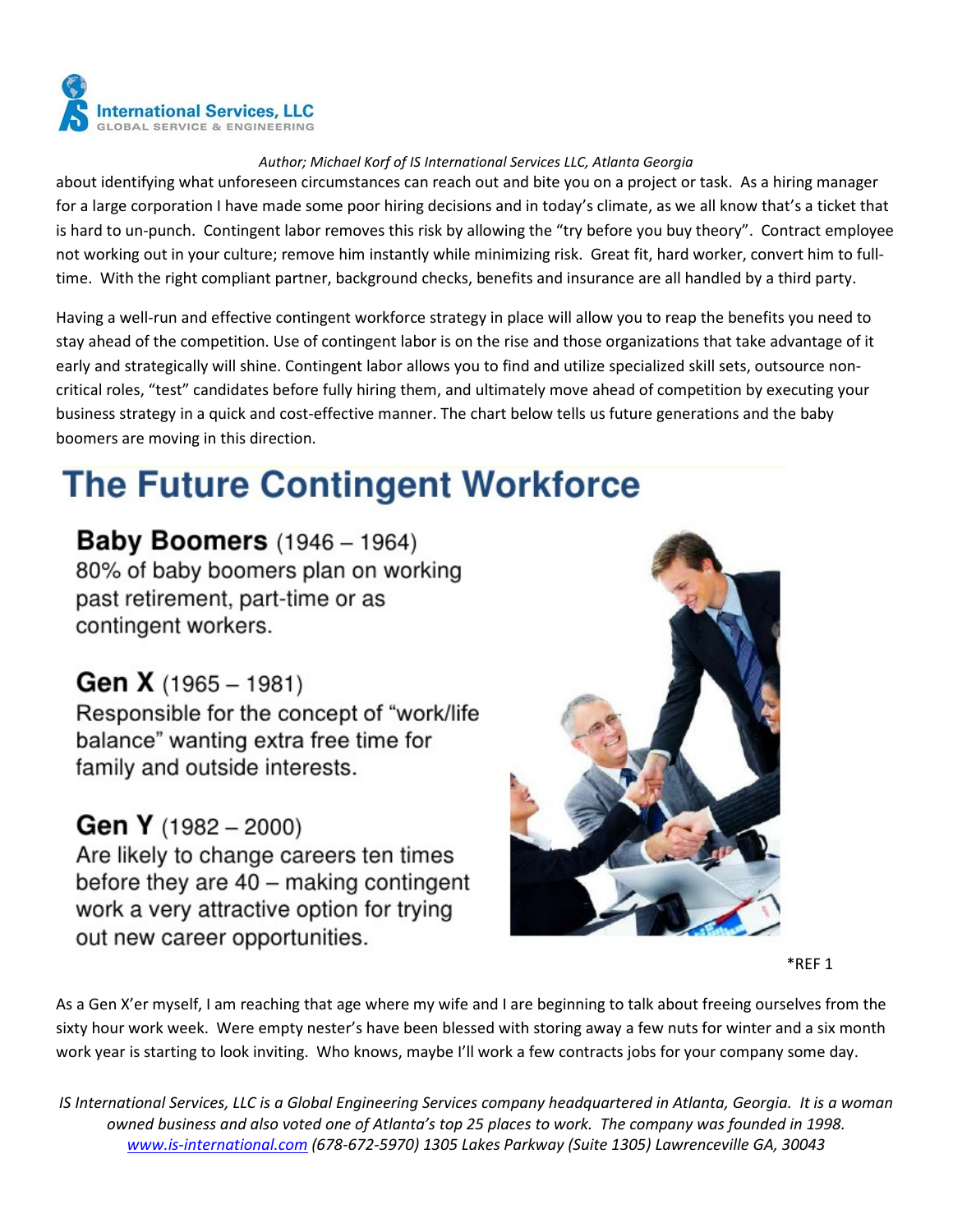*Author; Michael Korf of IS International Services LLC, Atlanta Georgia*

about identifying what unforeseen circumstances can reach out and bite you on a project or task. As a hiring manager for a large corporation I have made some poor hiring decisions and in today's climate, as we all know that's a ticket that is hard to un-punch. Contingent labor removes this risk by allowing the "try before you buy theory". Contract employee not working out in your culture; remove him instantly while minimizing risk. Great fit, hard worker, convert him to full-time. With the right compliant partner, background checks, benefits and insurance are all handled by a third party.

Having a well-run and effective contingent workforce strategy in place will allow you to reap the benefits you need to stay ahead of the competition. Use of contingent labor is on the rise and those organizations that take advantage of it early and strategically will shine. Contingent labor allows you to find and utilize specialized skill sets, outsource non-critical roles, "test" candidates before fully hiring them, and ultimately move ahead of competition by executing your business strategy in a quick and cost-effective manner. The chart below tells us future generations and the baby boomers are moving in this direction.

# The Future Contingent Workforce

**Baby Boomers** (1946 – 1964)
80% of baby boomers plan on working past retirement, part-time or as contingent workers.

**Gen X** (1965 – 1981)
Responsible for the concept of "work/life balance" wanting extra free time for family and outside interests.

**Gen Y** (1982 – 2000)
Are likely to change careers ten times before they are 40 – making contingent work a very attractive option for trying out new career opportunities.

*REF 1

As a Gen X'er myself, I am reaching that age where my wife and I are beginning to talk about freeing ourselves from the sixty hour work week. Were empty nester's have been blessed with storing away a few nuts for winter and a six month work year is starting to look inviting. Who knows, maybe I'll work a few contracts jobs for your company some day.

*IS International Services, LLC is a Global Engineering Services company headquartered in Atlanta, Georgia. It is a woman owned business and also voted one of Atlanta's top 25 places to work. The company was founded in 1998. www.is-international.com (678-672-5970) 1305 Lakes Parkway (Suite 1305) Lawrenceville GA, 30043*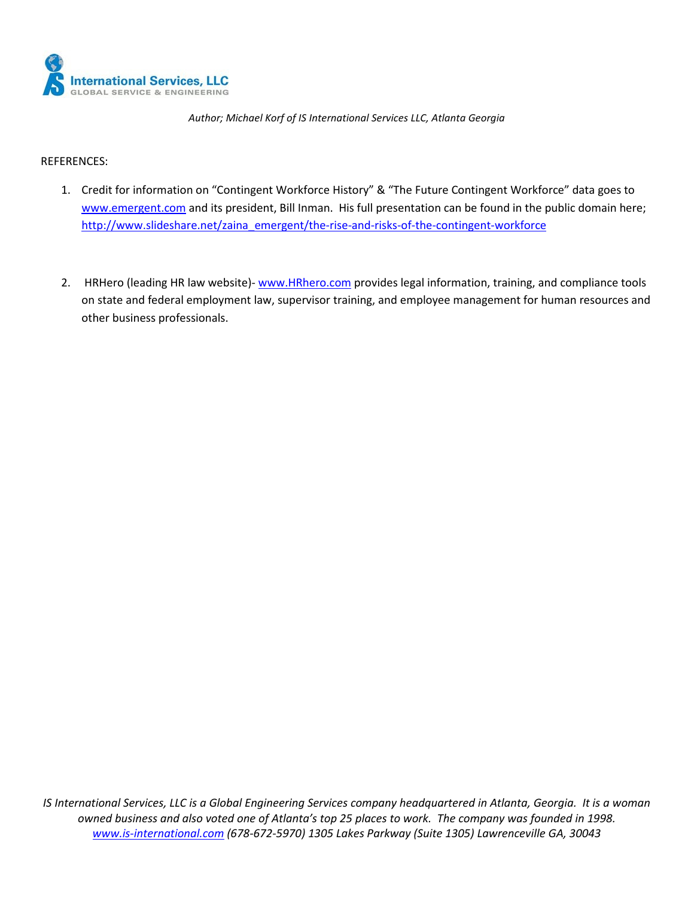International Services, LLC
GLOBAL SERVICE & ENGINEERING

*Author; Michael Korf of IS International Services LLC, Atlanta Georgia*

REFERENCES:

1. Credit for information on "Contingent Workforce History" & "The Future Contingent Workforce" data goes to www.emergent.com and its president, Bill Inman. His full presentation can be found in the public domain here; http://www.slideshare.net/zaina_emergent/the-rise-and-risks-of-the-contingent-workforce

2. HRHero (leading HR law website)- www.HRhero.com provides legal information, training, and compliance tools on state and federal employment law, supervisor training, and employee management for human resources and other business professionals.

*IS International Services, LLC is a Global Engineering Services company headquartered in Atlanta, Georgia. It is a woman owned business and also voted one of Atlanta's top 25 places to work. The company was founded in 1998. www.is-international.com (678-672-5970) 1305 Lakes Parkway (Suite 1305) Lawrenceville GA, 30043*